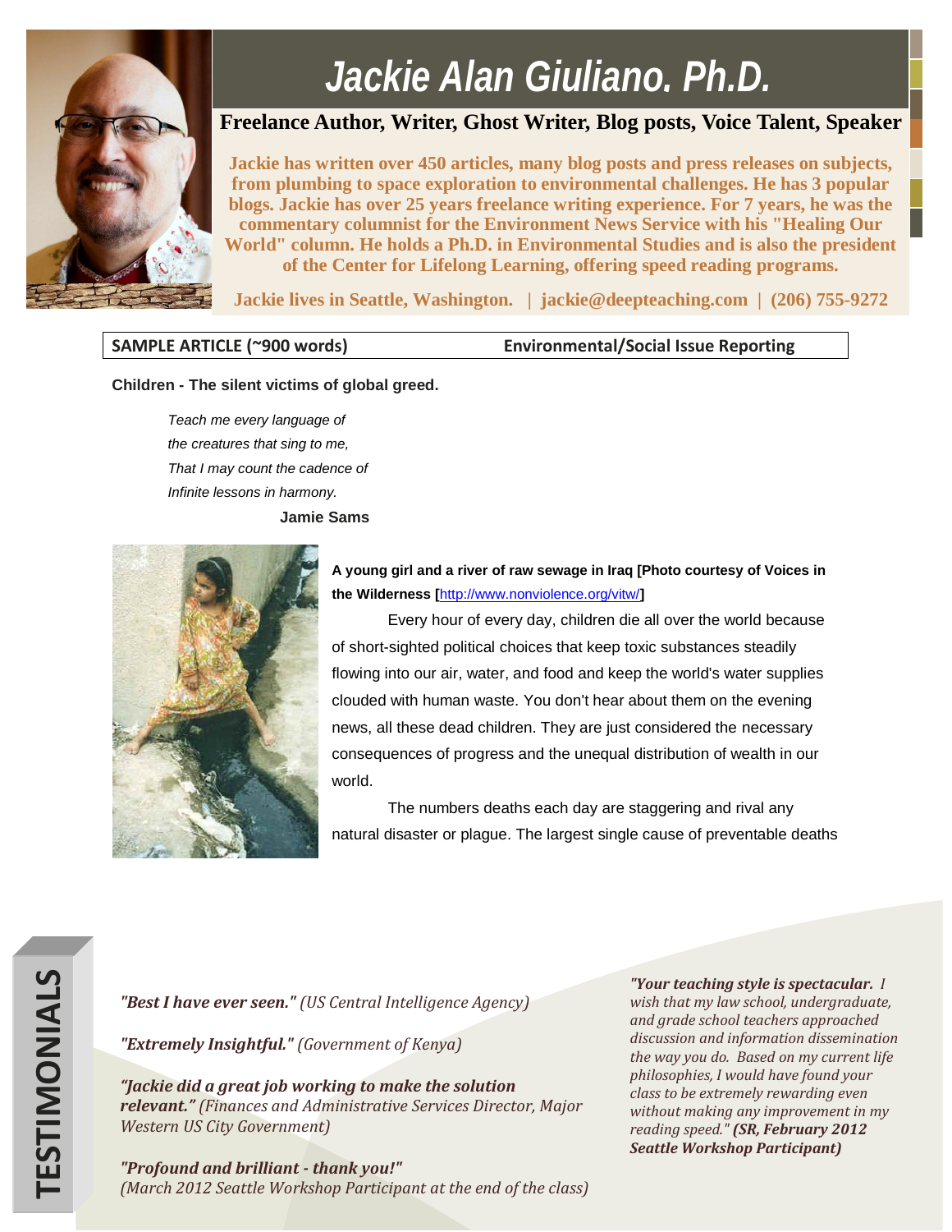# Jackie Alan Giuliano. Ph.D.

**Freelance Author, Writer, Ghost Writer, Blog posts, Voice Talent, Speaker**

**Jackie has written over 450 articles, many blog posts and press releases on subjects, from plumbing to space exploration to environmental challenges. He has 3 popular blogs. Jackie has over 25 years freelance writing experience. For 7 years, he was the commentary columnist for the Environment News Service with his "Healing Our World" column. He holds a Ph.D. in Environmental Studies and is also the president of the Center for Lifelong Learning, offering speed reading programs.**

**Jackie lives in Seattle, Washington. | jackie@deepteaching.com | (206) 755-9272**

| SAMPLE ARTICLE (~900 words) | Environmental/Social Issue Reporting |
|---|---|

**Children - The silent victims of global greed.**

*Teach me every language of*
*the creatures that sing to me,*
*That I may count the cadence of*
*Infinite lessons in harmony.*

**Jamie Sams**

**A young girl and a river of raw sewage in Iraq [Photo courtesy of Voices in the Wilderness [http://www.nonviolence.org/vitw/]**

Every hour of every day, children die all over the world because of short-sighted political choices that keep toxic substances steadily flowing into our air, water, and food and keep the world's water supplies clouded with human waste. You don't hear about them on the evening news, all these dead children. They are just considered the necessary consequences of progress and the unequal distribution of wealth in our world.

The numbers deaths each day are staggering and rival any natural disaster or plague. The largest single cause of preventable deaths

## TESTIMONIALS

***"Best I have ever seen."*** *(US Central Intelligence Agency)*

***"Extremely Insightful."*** *(Government of Kenya)*

***"Jackie did a great job working to make the solution relevant."*** *(Finances and Administrative Services Director, Major Western US City Government)*

***"Profound and brilliant - thank you!"*** *(March 2012 Seattle Workshop Participant at the end of the class)*

***"Your teaching style is spectacular.*** *I wish that my law school, undergraduate, and grade school teachers approached discussion and information dissemination the way you do. Based on my current life philosophies, I would have found your class to be extremely rewarding even without making any improvement in my reading speed."* ***(SR, February 2012 Seattle Workshop Participant)***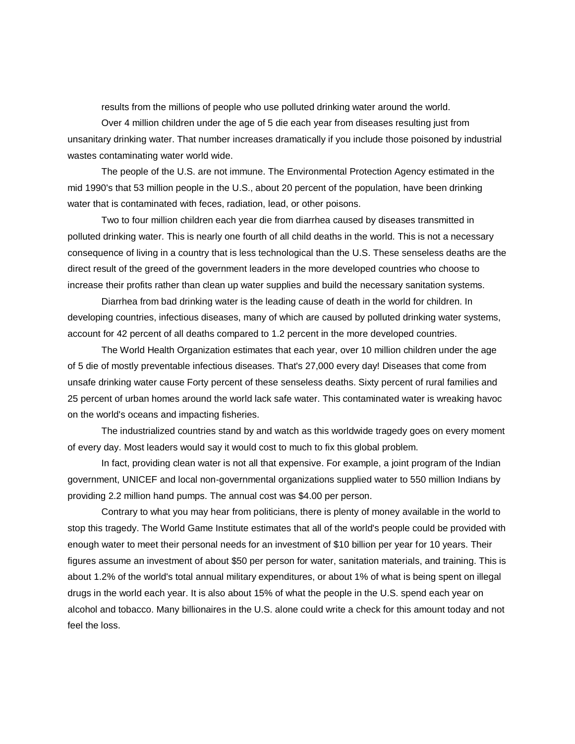results from the millions of people who use polluted drinking water around the world.

Over 4 million children under the age of 5 die each year from diseases resulting just from unsanitary drinking water. That number increases dramatically if you include those poisoned by industrial wastes contaminating water world wide.

The people of the U.S. are not immune. The Environmental Protection Agency estimated in the mid 1990's that 53 million people in the U.S., about 20 percent of the population, have been drinking water that is contaminated with feces, radiation, lead, or other poisons.

Two to four million children each year die from diarrhea caused by diseases transmitted in polluted drinking water. This is nearly one fourth of all child deaths in the world. This is not a necessary consequence of living in a country that is less technological than the U.S. These senseless deaths are the direct result of the greed of the government leaders in the more developed countries who choose to increase their profits rather than clean up water supplies and build the necessary sanitation systems.

Diarrhea from bad drinking water is the leading cause of death in the world for children. In developing countries, infectious diseases, many of which are caused by polluted drinking water systems, account for 42 percent of all deaths compared to 1.2 percent in the more developed countries.

The World Health Organization estimates that each year, over 10 million children under the age of 5 die of mostly preventable infectious diseases. That's 27,000 every day! Diseases that come from unsafe drinking water cause Forty percent of these senseless deaths. Sixty percent of rural families and 25 percent of urban homes around the world lack safe water. This contaminated water is wreaking havoc on the world's oceans and impacting fisheries.

The industrialized countries stand by and watch as this worldwide tragedy goes on every moment of every day. Most leaders would say it would cost to much to fix this global problem.

In fact, providing clean water is not all that expensive. For example, a joint program of the Indian government, UNICEF and local non-governmental organizations supplied water to 550 million Indians by providing 2.2 million hand pumps. The annual cost was $4.00 per person.

Contrary to what you may hear from politicians, there is plenty of money available in the world to stop this tragedy. The World Game Institute estimates that all of the world's people could be provided with enough water to meet their personal needs for an investment of $10 billion per year for 10 years. Their figures assume an investment of about $50 per person for water, sanitation materials, and training. This is about 1.2% of the world's total annual military expenditures, or about 1% of what is being spent on illegal drugs in the world each year. It is also about 15% of what the people in the U.S. spend each year on alcohol and tobacco. Many billionaires in the U.S. alone could write a check for this amount today and not feel the loss.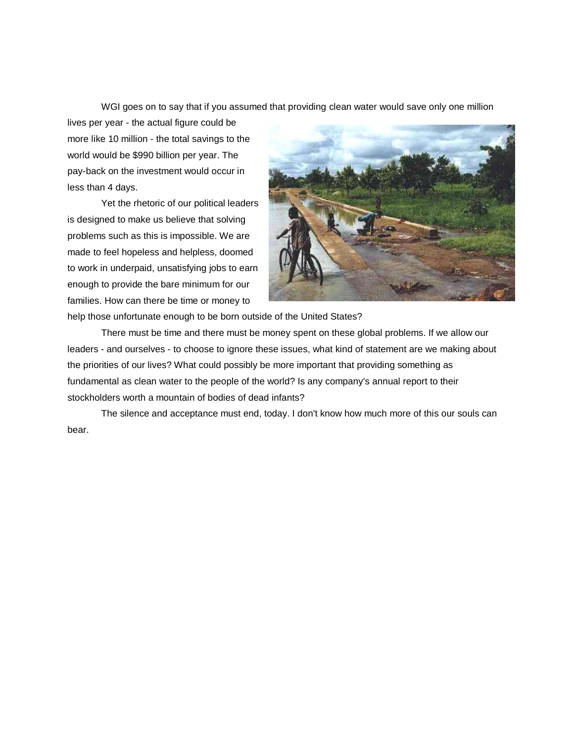WGI goes on to say that if you assumed that providing clean water would save only one million lives per year - the actual figure could be more like 10 million - the total savings to the world would be $990 billion per year. The pay-back on the investment would occur in less than 4 days.

Yet the rhetoric of our political leaders is designed to make us believe that solving problems such as this is impossible. We are made to feel hopeless and helpless, doomed to work in underpaid, unsatisfying jobs to earn enough to provide the bare minimum for our families. How can there be time or money to help those unfortunate enough to be born outside of the United States?

There must be time and there must be money spent on these global problems. If we allow our leaders - and ourselves - to choose to ignore these issues, what kind of statement are we making about the priorities of our lives? What could possibly be more important that providing something as fundamental as clean water to the people of the world? Is any company's annual report to their stockholders worth a mountain of bodies of dead infants?

The silence and acceptance must end, today. I don't know how much more of this our souls can bear.